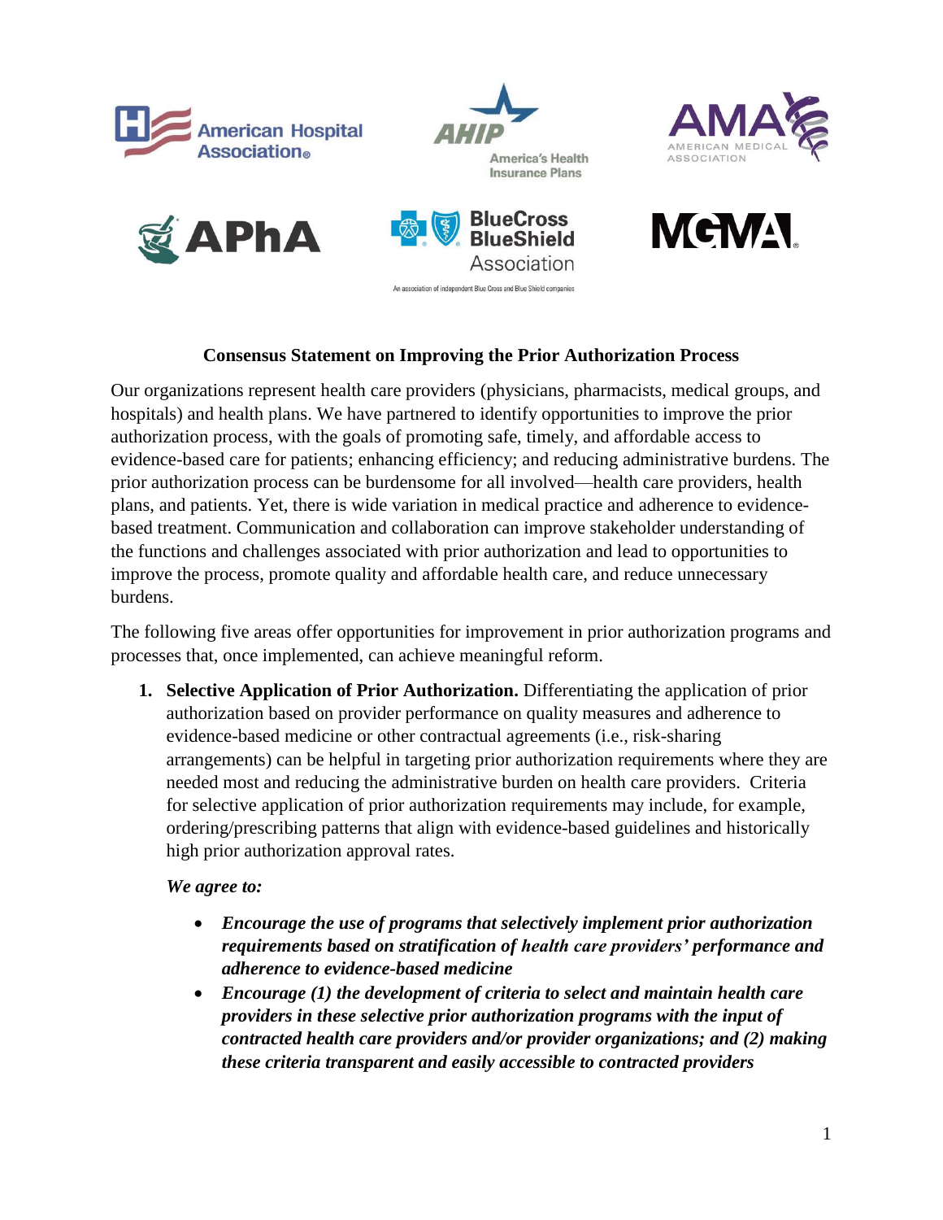American Hospital Association

AHIP America's Health Insurance Plans

AMA American Medical Association

APhA

BlueCross BlueShield Association

An association of independent Blue Cross and Blue Shield companies

MGMA

## Consensus Statement on Improving the Prior Authorization Process

Our organizations represent health care providers (physicians, pharmacists, medical groups, and hospitals) and health plans. We have partnered to identify opportunities to improve the prior authorization process, with the goals of promoting safe, timely, and affordable access to evidence-based care for patients; enhancing efficiency; and reducing administrative burdens. The prior authorization process can be burdensome for all involved—health care providers, health plans, and patients. Yet, there is wide variation in medical practice and adherence to evidence-based treatment. Communication and collaboration can improve stakeholder understanding of the functions and challenges associated with prior authorization and lead to opportunities to improve the process, promote quality and affordable health care, and reduce unnecessary burdens.

The following five areas offer opportunities for improvement in prior authorization programs and processes that, once implemented, can achieve meaningful reform.

1. **Selective Application of Prior Authorization.** Differentiating the application of prior authorization based on provider performance on quality measures and adherence to evidence-based medicine or other contractual agreements (i.e., risk-sharing arrangements) can be helpful in targeting prior authorization requirements where they are needed most and reducing the administrative burden on health care providers. Criteria for selective application of prior authorization requirements may include, for example, ordering/prescribing patterns that align with evidence-based guidelines and historically high prior authorization approval rates.

   ***We agree to:***

   - ***Encourage the use of programs that selectively implement prior authorization requirements based on stratification of health care providers' performance and adherence to evidence-based medicine***
   - ***Encourage (1) the development of criteria to select and maintain health care providers in these selective prior authorization programs with the input of contracted health care providers and/or provider organizations; and (2) making these criteria transparent and easily accessible to contracted providers***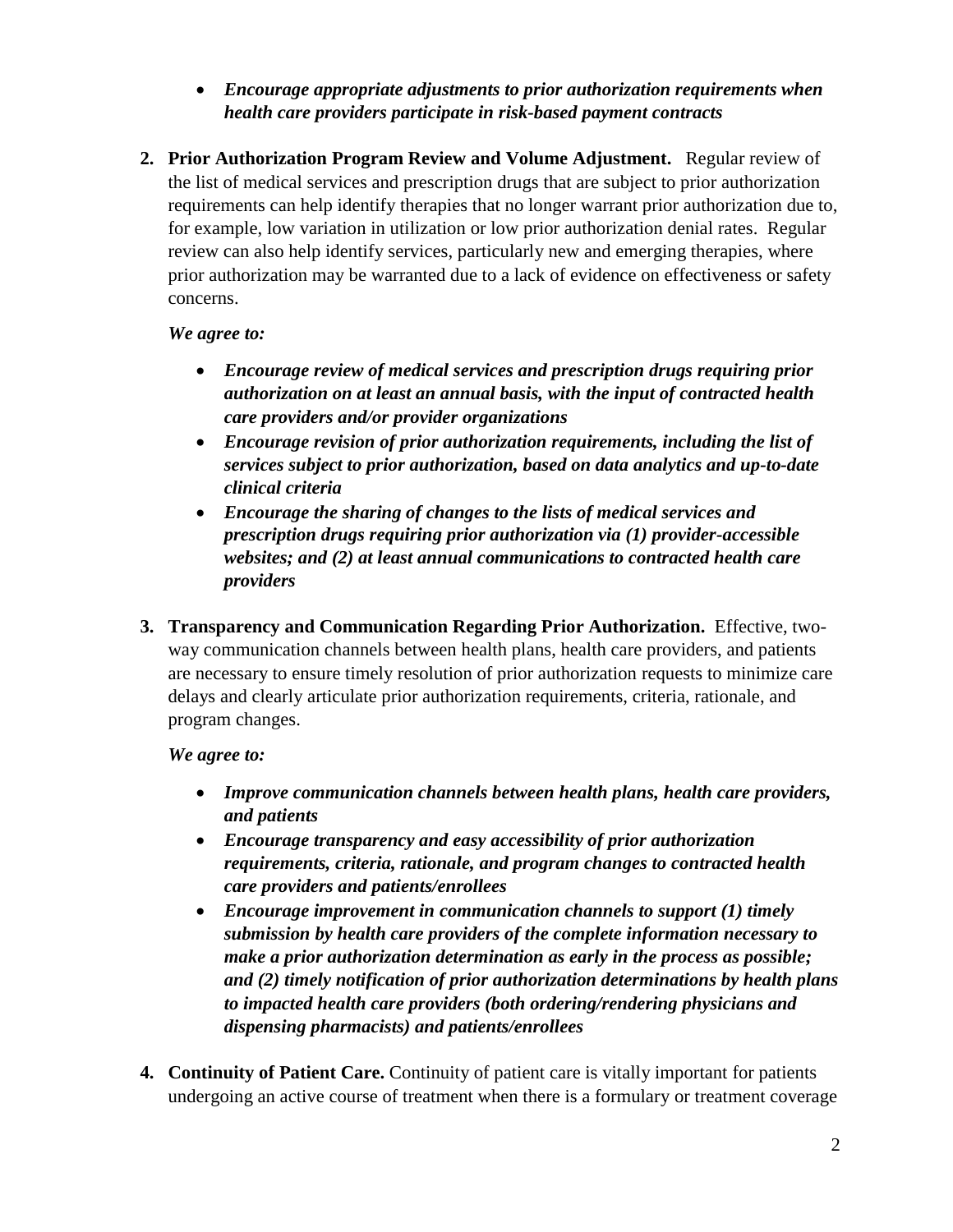- ***Encourage appropriate adjustments to prior authorization requirements when health care providers participate in risk-based payment contracts***

2. **Prior Authorization Program Review and Volume Adjustment.** Regular review of the list of medical services and prescription drugs that are subject to prior authorization requirements can help identify therapies that no longer warrant prior authorization due to, for example, low variation in utilization or low prior authorization denial rates. Regular review can also help identify services, particularly new and emerging therapies, where prior authorization may be warranted due to a lack of evidence on effectiveness or safety concerns.

   ***We agree to:***

   - ***Encourage review of medical services and prescription drugs requiring prior authorization on at least an annual basis, with the input of contracted health care providers and/or provider organizations***
   - ***Encourage revision of prior authorization requirements, including the list of services subject to prior authorization, based on data analytics and up-to-date clinical criteria***
   - ***Encourage the sharing of changes to the lists of medical services and prescription drugs requiring prior authorization via (1) provider-accessible websites; and (2) at least annual communications to contracted health care providers***

3. **Transparency and Communication Regarding Prior Authorization.** Effective, two-way communication channels between health plans, health care providers, and patients are necessary to ensure timely resolution of prior authorization requests to minimize care delays and clearly articulate prior authorization requirements, criteria, rationale, and program changes.

   ***We agree to:***

   - ***Improve communication channels between health plans, health care providers, and patients***
   - ***Encourage transparency and easy accessibility of prior authorization requirements, criteria, rationale, and program changes to contracted health care providers and patients/enrollees***
   - ***Encourage improvement in communication channels to support (1) timely submission by health care providers of the complete information necessary to make a prior authorization determination as early in the process as possible; and (2) timely notification of prior authorization determinations by health plans to impacted health care providers (both ordering/rendering physicians and dispensing pharmacists) and patients/enrollees***

4. **Continuity of Patient Care.** Continuity of patient care is vitally important for patients undergoing an active course of treatment when there is a formulary or treatment coverage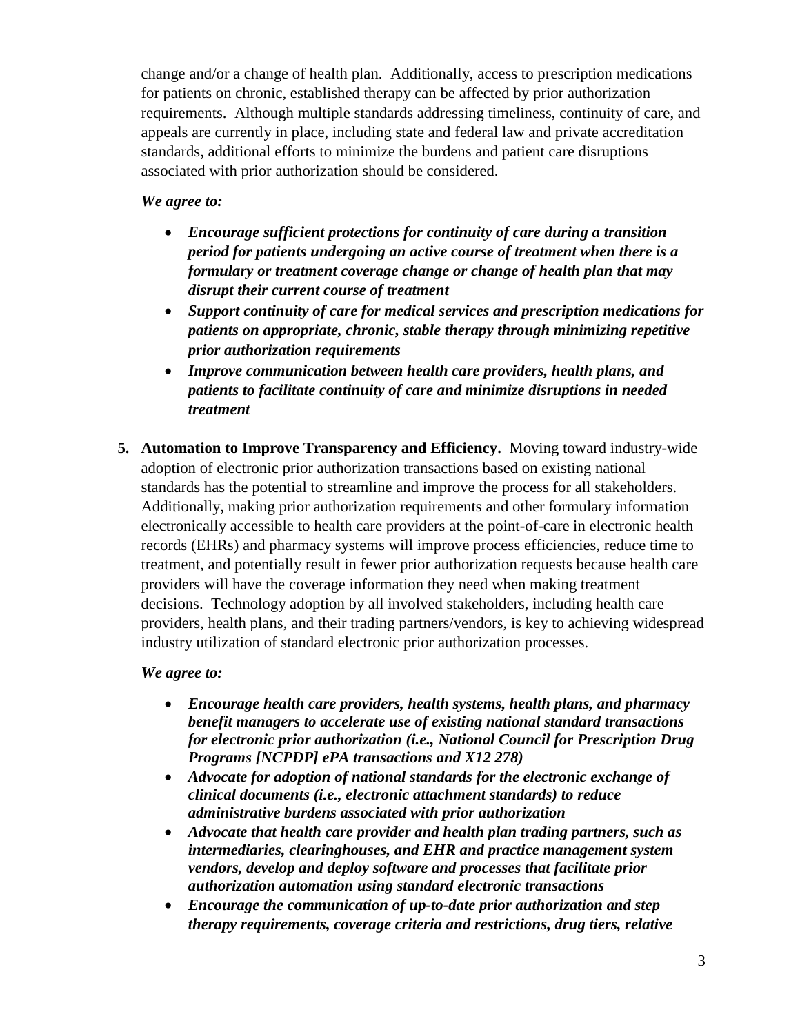change and/or a change of health plan. Additionally, access to prescription medications for patients on chronic, established therapy can be affected by prior authorization requirements. Although multiple standards addressing timeliness, continuity of care, and appeals are currently in place, including state and federal law and private accreditation standards, additional efforts to minimize the burdens and patient care disruptions associated with prior authorization should be considered.

*We agree to:*

- ***Encourage sufficient protections for continuity of care during a transition period for patients undergoing an active course of treatment when there is a formulary or treatment coverage change or change of health plan that may disrupt their current course of treatment***
- ***Support continuity of care for medical services and prescription medications for patients on appropriate, chronic, stable therapy through minimizing repetitive prior authorization requirements***
- ***Improve communication between health care providers, health plans, and patients to facilitate continuity of care and minimize disruptions in needed treatment***

5. **Automation to Improve Transparency and Efficiency.** Moving toward industry-wide adoption of electronic prior authorization transactions based on existing national standards has the potential to streamline and improve the process for all stakeholders. Additionally, making prior authorization requirements and other formulary information electronically accessible to health care providers at the point-of-care in electronic health records (EHRs) and pharmacy systems will improve process efficiencies, reduce time to treatment, and potentially result in fewer prior authorization requests because health care providers will have the coverage information they need when making treatment decisions. Technology adoption by all involved stakeholders, including health care providers, health plans, and their trading partners/vendors, is key to achieving widespread industry utilization of standard electronic prior authorization processes.

   *We agree to:*

   - ***Encourage health care providers, health systems, health plans, and pharmacy benefit managers to accelerate use of existing national standard transactions for electronic prior authorization (i.e., National Council for Prescription Drug Programs [NCPDP] ePA transactions and X12 278)***
   - ***Advocate for adoption of national standards for the electronic exchange of clinical documents (i.e., electronic attachment standards) to reduce administrative burdens associated with prior authorization***
   - ***Advocate that health care provider and health plan trading partners, such as intermediaries, clearinghouses, and EHR and practice management system vendors, develop and deploy software and processes that facilitate prior authorization automation using standard electronic transactions***
   - ***Encourage the communication of up-to-date prior authorization and step therapy requirements, coverage criteria and restrictions, drug tiers, relative***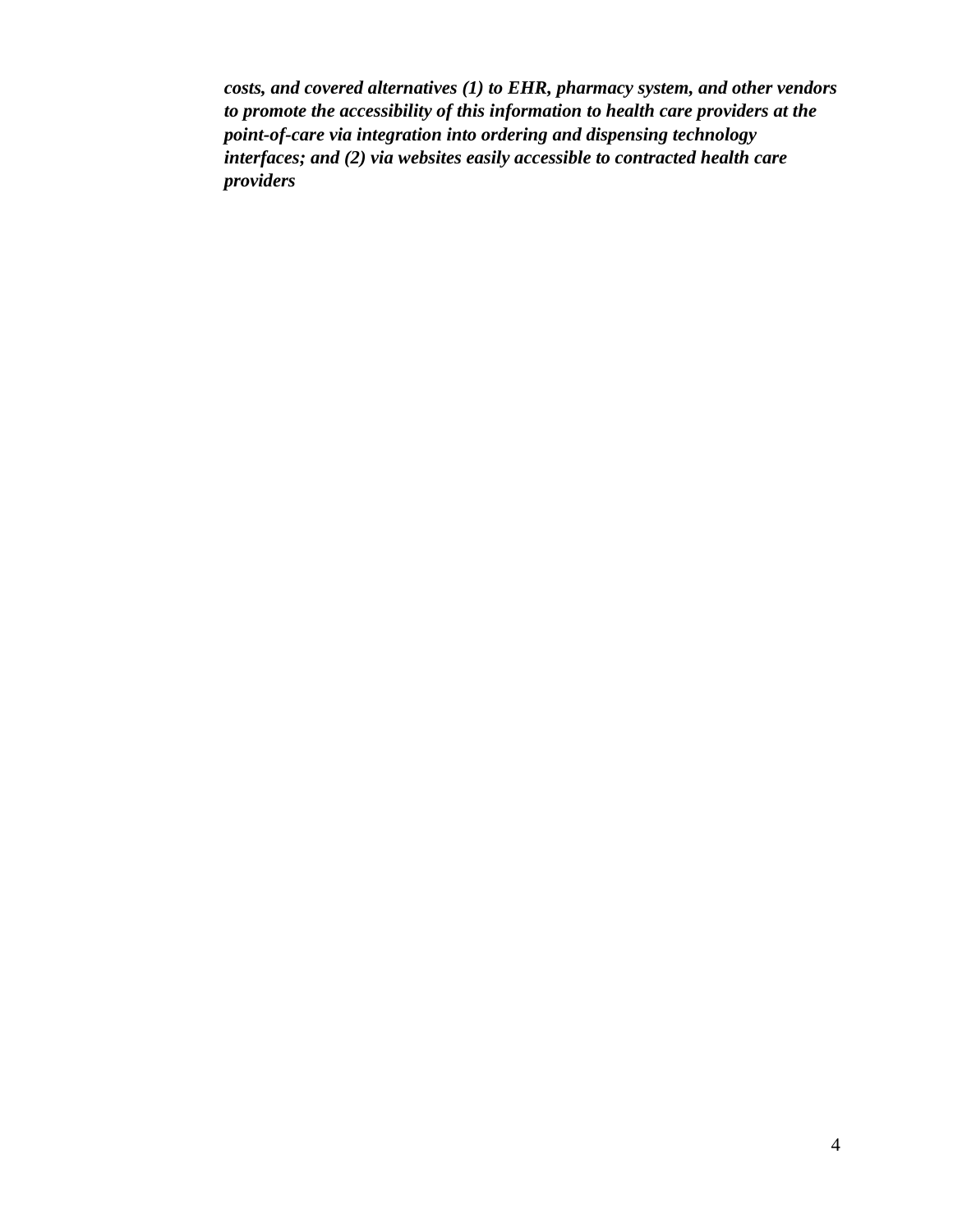***costs, and covered alternatives (1) to EHR, pharmacy system, and other vendors to promote the accessibility of this information to health care providers at the point-of-care via integration into ordering and dispensing technology interfaces; and (2) via websites easily accessible to contracted health care providers***